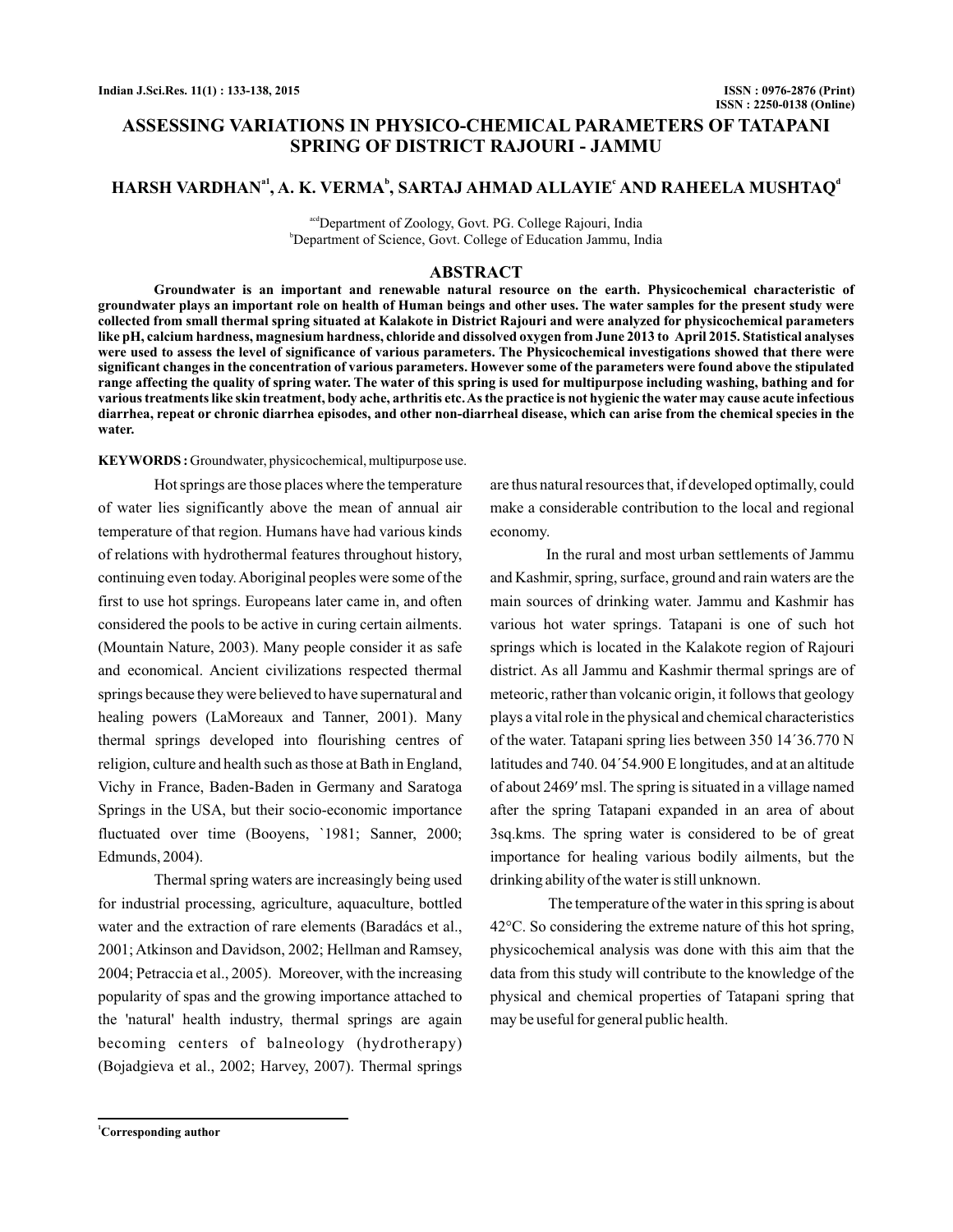# ASSESSING VARIATIONS IN PHYSICO-CHEMICAL PARAMETERS OF TATAPANI SPRING OF DISTRICT RAJOURI - JAMMU

**HARSH VARDHAN[a1], A. K. VERMA[b], SARTAJ AHMAD ALLAYIE[c] AND RAHEELA MUSHTAQ[d]**

[acd]Department of Zoology, Govt. PG. College Rajouri, India
[b]Department of Science, Govt. College of Education Jammu, India

## ABSTRACT

**Groundwater is an important and renewable natural resource on the earth. Physicochemical characteristic of groundwater plays an important role on health of Human beings and other uses. The water samples for the present study were collected from small thermal spring situated at Kalakote in District Rajouri and were analyzed for physicochemical parameters like pH, calcium hardness, magnesium hardness, chloride and dissolved oxygen from June 2013 to April 2015. Statistical analyses were used to assess the level of significance of various parameters. The Physicochemical investigations showed that there were significant changes in the concentration of various parameters. However some of the parameters were found above the stipulated range affecting the quality of spring water. The water of this spring is used for multipurpose including washing, bathing and for various treatments like skin treatment, body ache, arthritis etc. As the practice is not hygienic the water may cause acute infectious diarrhea, repeat or chronic diarrhea episodes, and other non-diarrheal disease, which can arise from the chemical species in the water.**

**KEYWORDS :** Groundwater, physicochemical, multipurpose use.

Hot springs are those places where the temperature of water lies significantly above the mean of annual air temperature of that region. Humans have had various kinds of relations with hydrothermal features throughout history, continuing even today. Aboriginal peoples were some of the first to use hot springs. Europeans later came in, and often considered the pools to be active in curing certain ailments. (Mountain Nature, 2003). Many people consider it as safe and economical. Ancient civilizations respected thermal springs because they were believed to have supernatural and healing powers (LaMoreaux and Tanner, 2001). Many thermal springs developed into flourishing centres of religion, culture and health such as those at Bath in England, Vichy in France, Baden-Baden in Germany and Saratoga Springs in the USA, but their socio-economic importance fluctuated over time (Booyens, `1981; Sanner, 2000; Edmunds, 2004).

Thermal spring waters are increasingly being used for industrial processing, agriculture, aquaculture, bottled water and the extraction of rare elements (Baradács et al., 2001; Atkinson and Davidson, 2002; Hellman and Ramsey, 2004; Petraccia et al., 2005). Moreover, with the increasing popularity of spas and the growing importance attached to the 'natural' health industry, thermal springs are again becoming centers of balneology (hydrotherapy) (Bojadgieva et al., 2002; Harvey, 2007). Thermal springs are thus natural resources that, if developed optimally, could make a considerable contribution to the local and regional economy.

In the rural and most urban settlements of Jammu and Kashmir, spring, surface, ground and rain waters are the main sources of drinking water. Jammu and Kashmir has various hot water springs. Tatapani is one of such hot springs which is located in the Kalakote region of Rajouri district. As all Jammu and Kashmir thermal springs are of meteoric, rather than volcanic origin, it follows that geology plays a vital role in the physical and chemical characteristics of the water. Tatapani spring lies between 350 14´36.770 N latitudes and 740. 04´54.900 E longitudes, and at an altitude of about 2469′ msl. The spring is situated in a village named after the spring Tatapani expanded in an area of about 3sq.kms. The spring water is considered to be of great importance for healing various bodily ailments, but the drinking ability of the water is still unknown.

The temperature of the water in this spring is about 42°C. So considering the extreme nature of this hot spring, physicochemical analysis was done with this aim that the data from this study will contribute to the knowledge of the physical and chemical properties of Tatapani spring that may be useful for general public health.

[1]Corresponding author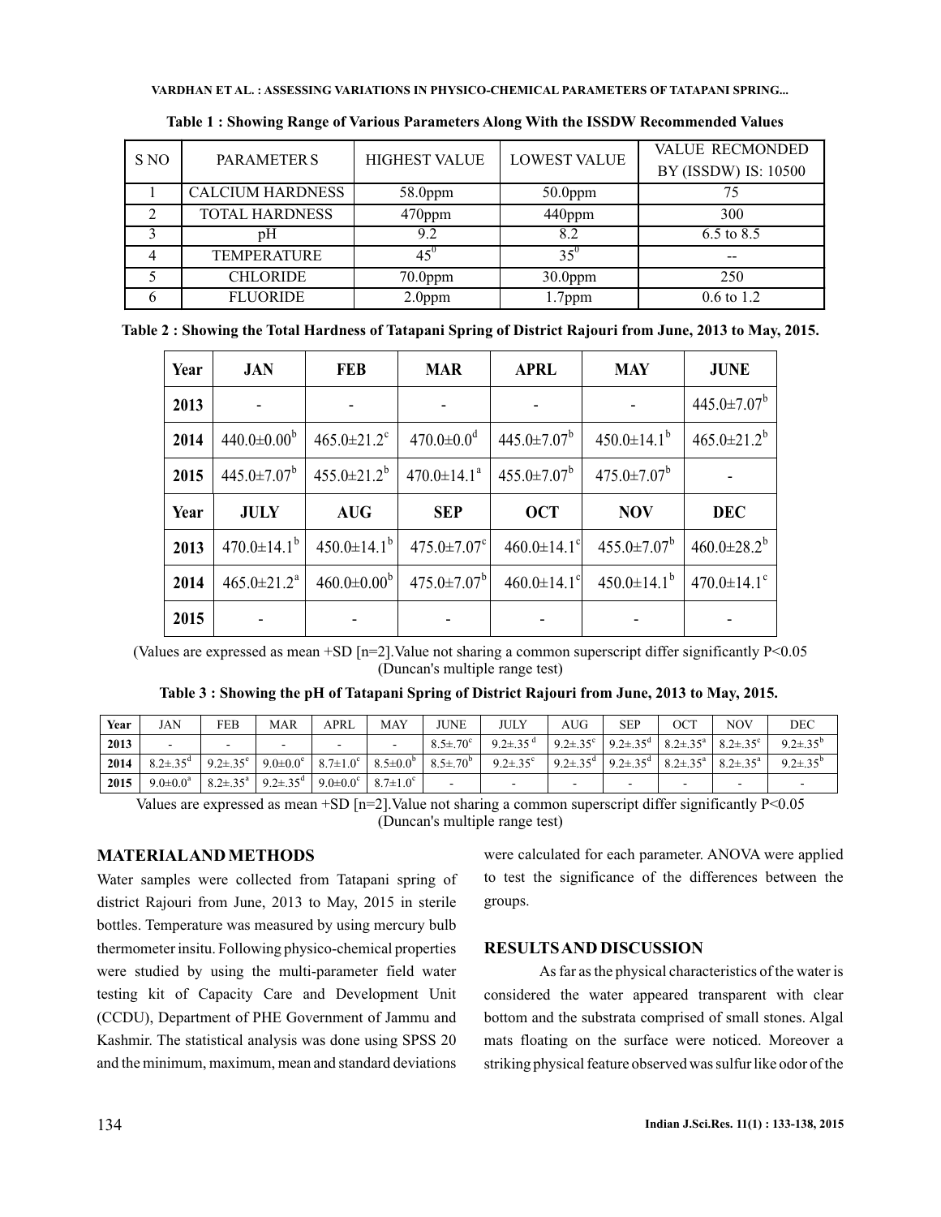**Table 1 : Showing Range of Various Parameters Along With the ISSDW Recommended Values**

| S NO | PARAMETER S | HIGHEST VALUE | LOWEST VALUE | VALUE RECMONDED BY (ISSDW) IS: 10500 |
|---|---|---|---|---|
| 1 | CALCIUM HARDNESS | 58.0ppm | 50.0ppm | 75 |
| 2 | TOTAL HARDNESS | 470ppm | 440ppm | 300 |
| 3 | pH | 9.2 | 8.2 | 6.5 to 8.5 |
| 4 | TEMPERATURE | $45^0$ | $35^0$ | -- |
| 5 | CHLORIDE | 70.0ppm | 30.0ppm | 250 |
| 6 | FLUORIDE | 2.0ppm | 1.7ppm | 0.6 to 1.2 |

**Table 2 : Showing the Total Hardness of Tatapani Spring of District Rajouri from June, 2013 to May, 2015.**

| Year | JAN | FEB | MAR | APRL | MAY | JUNE |
|---|---|---|---|---|---|---|
| 2013 | - | - | - | - | - | $445.0{\pm}7.07^b$ |
| 2014 | $440.0{\pm}0.00^b$ | $465.0{\pm}21.2^c$ | $470.0{\pm}0.0^d$ | $445.0{\pm}7.07^b$ | $450.0{\pm}14.1^b$ | $465.0{\pm}21.2^b$ |
| 2015 | $445.0{\pm}7.07^b$ | $455.0{\pm}21.2^b$ | $470.0{\pm}14.1^a$ | $455.0{\pm}7.07^b$ | $475.0{\pm}7.07^b$ | - |
| **Year** | **JULY** | **AUG** | **SEP** | **OCT** | **NOV** | **DEC** |
| 2013 | $470.0{\pm}14.1^b$ | $450.0{\pm}14.1^b$ | $475.0{\pm}7.07^c$ | $460.0{\pm}14.1^c$ | $455.0{\pm}7.07^b$ | $460.0{\pm}28.2^b$ |
| 2014 | $465.0{\pm}21.2^a$ | $460.0{\pm}0.00^b$ | $475.0{\pm}7.07^b$ | $460.0{\pm}14.1^c$ | $450.0{\pm}14.1^b$ | $470.0{\pm}14.1^c$ |
| 2015 | - | - | - | - | - | - |

(Values are expressed as mean +SD [n=2].Value not sharing a common superscript differ significantly $P<0.05$ (Duncan's multiple range test)

**Table 3 : Showing the pH of Tatapani Spring of District Rajouri from June, 2013 to May, 2015.**

| Year | JAN | FEB | MAR | APRL | MAY | JUNE | JULY | AUG | SEP | OCT | NOV | DEC |
|---|---|---|---|---|---|---|---|---|---|---|---|---|
| 2013 | - | - | - | - | - | $8.5{\pm}.70^c$ | $9.2{\pm}.35^d$ | $9.2{\pm}.35^c$ | $9.2{\pm}.35^d$ | $8.2{\pm}.35^a$ | $8.2{\pm}.35^c$ | $9.2{\pm}.35^b$ |
| 2014 | $8.2{\pm}.35^d$ | $9.2{\pm}.35^e$ | $9.0{\pm}0.0^e$ | $8.7{\pm}1.0^c$ | $8.5{\pm}0.0^b$ | $8.5{\pm}.70^b$ | $9.2{\pm}.35^c$ | $9.2{\pm}.35^d$ | $9.2{\pm}.35^d$ | $8.2{\pm}.35^a$ | $8.2{\pm}.35^a$ | $9.2{\pm}.35^b$ |
| 2015 | $9.0{\pm}0.0^a$ | $8.2{\pm}.35^a$ | $9.2{\pm}.35^d$ | $9.0{\pm}0.0^c$ | $8.7{\pm}1.0^c$ | - | - | - | - | - | - | - |

Values are expressed as mean +SD [n=2].Value not sharing a common superscript differ significantly $P<0.05$ (Duncan's multiple range test)

## MATERIAL AND METHODS

Water samples were collected from Tatapani spring of district Rajouri from June, 2013 to May, 2015 in sterile bottles. Temperature was measured by using mercury bulb thermometer insitu. Following physico-chemical properties were studied by using the multi-parameter field water testing kit of Capacity Care and Development Unit (CCDU), Department of PHE Government of Jammu and Kashmir. The statistical analysis was done using SPSS 20 and the minimum, maximum, mean and standard deviations were calculated for each parameter. ANOVA were applied to test the significance of the differences between the groups.

## RESULTS AND DISCUSSION

As far as the physical characteristics of the water is considered the water appeared transparent with clear bottom and the substrata comprised of small stones. Algal mats floating on the surface were noticed. Moreover a striking physical feature observed was sulfur like odor of the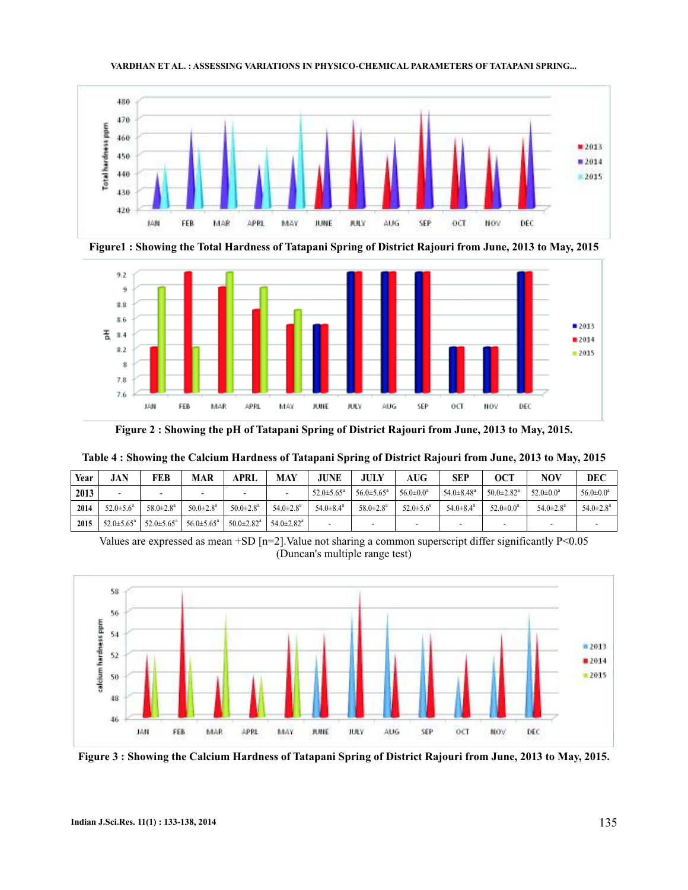Figure1 : Showing the Total Hardness of Tatapani Spring of District Rajouri from June, 2013 to May, 2015

Figure 2 : Showing the pH of Tatapani Spring of District Rajouri from June, 2013 to May, 2015.

Table 4 : Showing the Calcium Hardness of Tatapani Spring of District Rajouri from June, 2013 to May, 2015

| Year | JAN | FEB | MAR | APRL | MAY | JUNE | JULY | AUG | SEP | OCT | NOV | DEC |
|---|---|---|---|---|---|---|---|---|---|---|---|---|
| 2013 | - | - | - | - | - | 52.0±5.65[a] | 56.0±5.65[a] | 56.0±0.0[a] | 54.0±8.48[a] | 50.0±2.82[a] | 52.0±0.0[a] | 56.0±0.0[a] |
| 2014 | 52.0±5.6[a] | 58.0±2.8[a] | 50.0±2.8[a] | 50.0±2.8[a] | 54.0±2.8[a] | 54.0±8.4[a] | 58.0±2.8[a] | 52.0±5.6[a] | 54.0±8.4[a] | 52.0±0.0[a] | 54.0±2.8[a] | 54.0±2.8[a] |
| 2015 | 52.0±5.65[a] | 52.0±5.65[a] | 56.0±5.65[a] | 50.0±2.82[a] | 54.0±2.82[a] | - | - | - | - | - | - | - |

Values are expressed as mean +SD [n=2].Value not sharing a common superscript differ significantly P<0.05 (Duncan's multiple range test)

Figure 3 : Showing the Calcium Hardness of Tatapani Spring of District Rajouri from June, 2013 to May, 2015.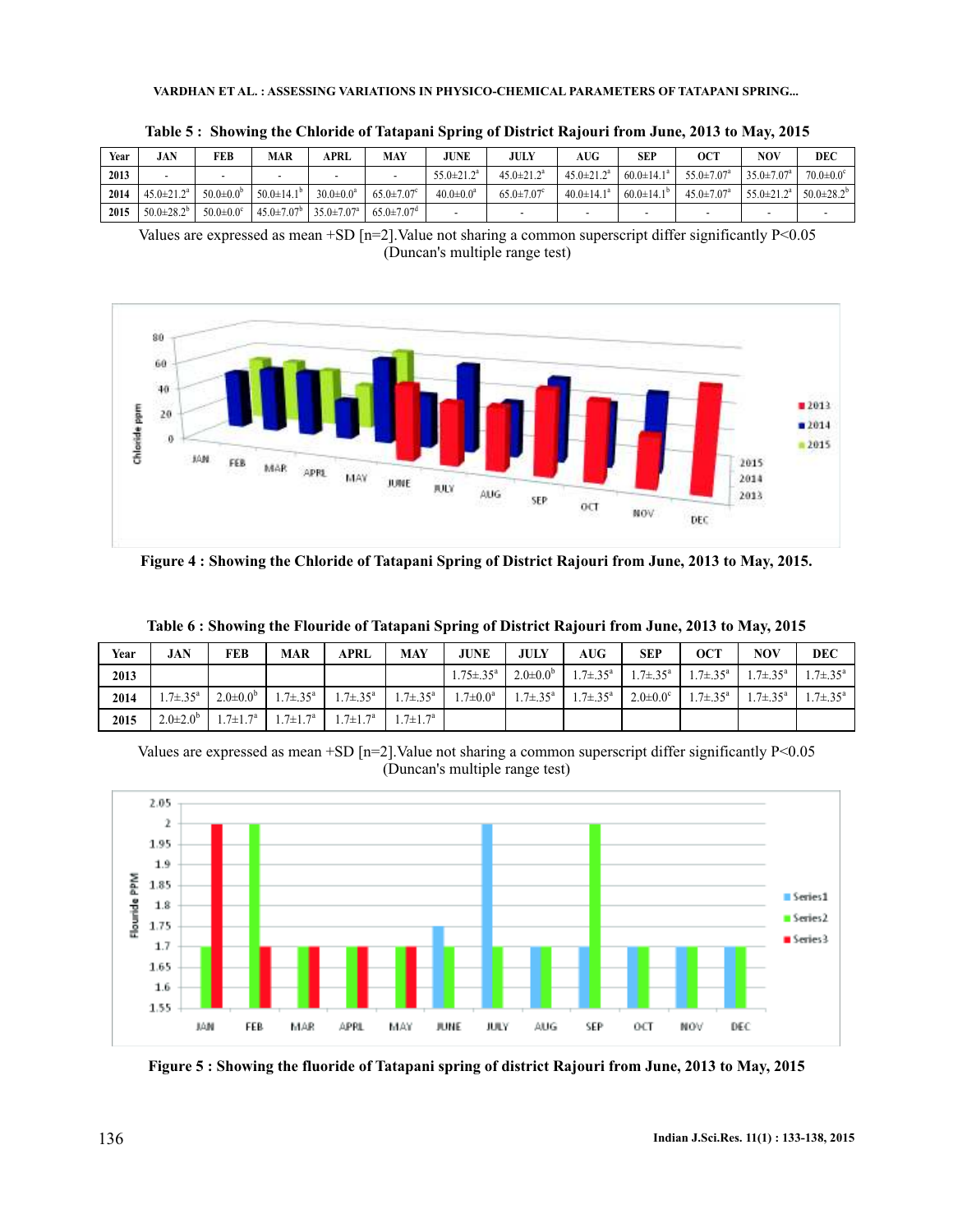**Table 5 : Showing the Chloride of Tatapani Spring of District Rajouri from June, 2013 to May, 2015**

| Year | JAN | FEB | MAR | APRL | MAY | JUNE | JULY | AUG | SEP | OCT | NOV | DEC |
|---|---|---|---|---|---|---|---|---|---|---|---|---|
| 2013 | - | - | - | - | - | 55.0±21.2[a] | 45.0±21.2[a] | 45.0±21.2[a] | 60.0±14.1[a] | 55.0±7.07[a] | 35.0±7.07[a] | 70.0±0.0[c] |
| 2014 | 45.0±21.2[a] | 50.0±0.0[b] | 50.0±14.1[b] | 30.0±0.0[a] | 65.0±7.07[c] | 40.0±0.0[a] | 65.0±7.07[c] | 40.0±14.1[a] | 60.0±14.1[b] | 45.0±7.07[a] | 55.0±21.2[a] | 50.0±28.2[b] |
| 2015 | 50.0±28.2[b] | 50.0±0.0[c] | 45.0±7.07[b] | 35.0±7.07[a] | 65.0±7.07[d] | - | - | - | - | - | - | - |

Values are expressed as mean +SD [n=2].Value not sharing a common superscript differ significantly P<0.05 (Duncan's multiple range test)

Figure 4 : Showing the Chloride of Tatapani Spring of District Rajouri from June, 2013 to May, 2015.

**Table 6 : Showing the Flouride of Tatapani Spring of District Rajouri from June, 2013 to May, 2015**

| Year | JAN | FEB | MAR | APRL | MAY | JUNE | JULY | AUG | SEP | OCT | NOV | DEC |
|---|---|---|---|---|---|---|---|---|---|---|---|---|
| 2013 | | | | | | 1.75±.35[a] | 2.0±0.0[b] | 1.7±.35[a] | 1.7±.35[a] | 1.7±.35[a] | 1.7±.35[a] | 1.7±.35[a] |
| 2014 | 1.7±.35[a] | 2.0±0.0[b] | 1.7±.35[a] | 1.7±.35[a] | 1.7±.35[a] | 1.7±0.0[a] | 1.7±.35[a] | 1.7±.35[a] | 2.0±0.0[c] | 1.7±.35[a] | 1.7±.35[a] | 1.7±.35[a] |
| 2015 | 2.0±2.0[b] | 1.7±1.7[a] | 1.7±1.7[a] | 1.7±1.7[a] | 1.7±1.7[a] | | | | | | | |

Values are expressed as mean +SD [n=2].Value not sharing a common superscript differ significantly P<0.05 (Duncan's multiple range test)

Figure 5 : Showing the fluoride of Tatapani spring of district Rajouri from June, 2013 to May, 2015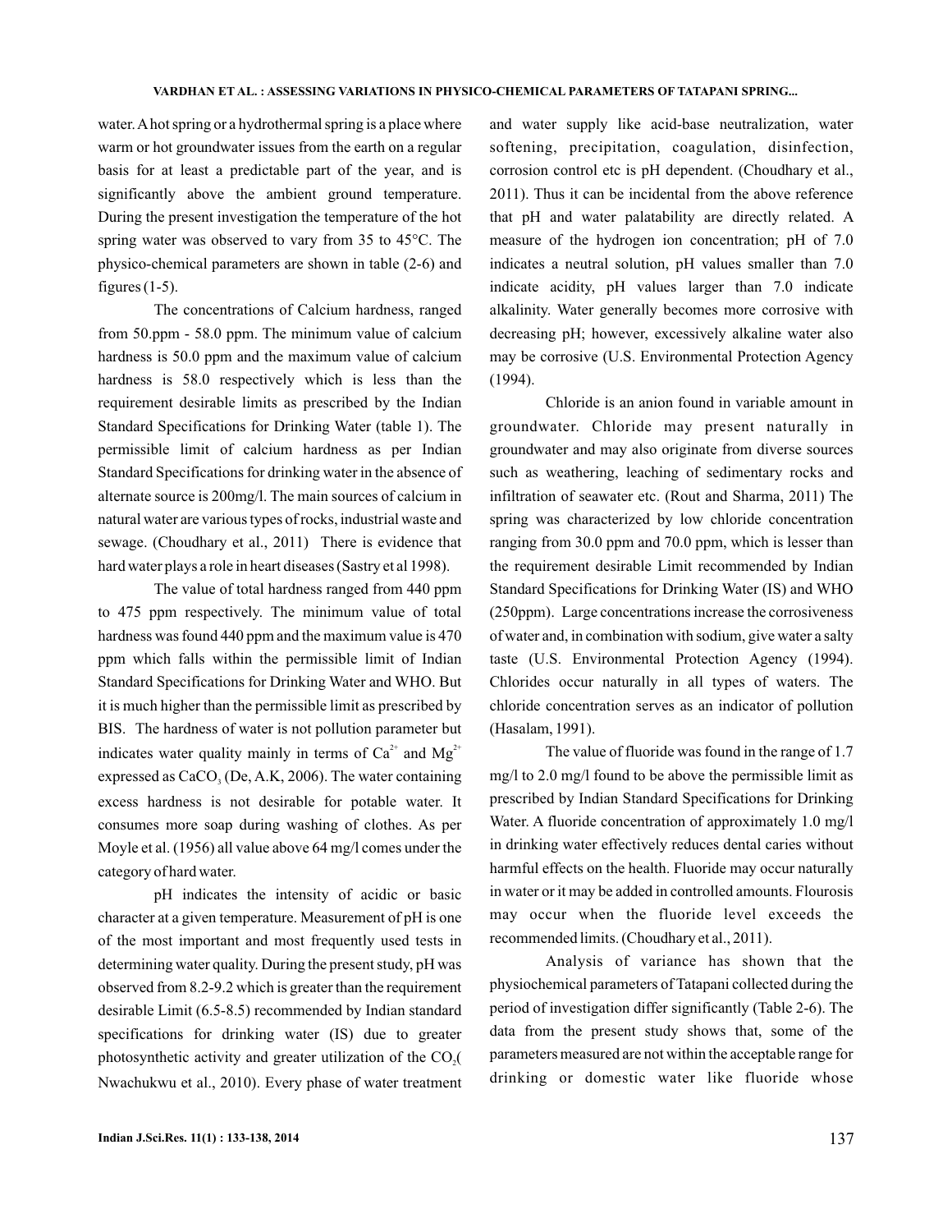water. A hot spring or a hydrothermal spring is a place where warm or hot groundwater issues from the earth on a regular basis for at least a predictable part of the year, and is significantly above the ambient ground temperature. During the present investigation the temperature of the hot spring water was observed to vary from 35 to 45°C. The physico-chemical parameters are shown in table (2-6) and figures (1-5).

The concentrations of Calcium hardness, ranged from 50.ppm - 58.0 ppm. The minimum value of calcium hardness is 50.0 ppm and the maximum value of calcium hardness is 58.0 respectively which is less than the requirement desirable limits as prescribed by the Indian Standard Specifications for Drinking Water (table 1). The permissible limit of calcium hardness as per Indian Standard Specifications for drinking water in the absence of alternate source is 200mg/l. The main sources of calcium in natural water are various types of rocks, industrial waste and sewage. (Choudhary et al., 2011) There is evidence that hard water plays a role in heart diseases (Sastry et al 1998).

The value of total hardness ranged from 440 ppm to 475 ppm respectively. The minimum value of total hardness was found 440 ppm and the maximum value is 470 ppm which falls within the permissible limit of Indian Standard Specifications for Drinking Water and WHO. But it is much higher than the permissible limit as prescribed by BIS. The hardness of water is not pollution parameter but indicates water quality mainly in terms of $Ca^{2+}$ and $Mg^{2+}$ expressed as $CaCO_3$ (De, A.K, 2006). The water containing excess hardness is not desirable for potable water. It consumes more soap during washing of clothes. As per Moyle et al. (1956) all value above 64 mg/l comes under the category of hard water.

pH indicates the intensity of acidic or basic character at a given temperature. Measurement of pH is one of the most important and most frequently used tests in determining water quality. During the present study, pH was observed from 8.2-9.2 which is greater than the requirement desirable Limit (6.5-8.5) recommended by Indian standard specifications for drinking water (IS) due to greater photosynthetic activity and greater utilization of the $CO_2$( Nwachukwu et al., 2010). Every phase of water treatment and water supply like acid-base neutralization, water softening, precipitation, coagulation, disinfection, corrosion control etc is pH dependent. (Choudhary et al., 2011). Thus it can be incidental from the above reference that pH and water palatability are directly related. A measure of the hydrogen ion concentration; pH of 7.0 indicates a neutral solution, pH values smaller than 7.0 indicate acidity, pH values larger than 7.0 indicate alkalinity. Water generally becomes more corrosive with decreasing pH; however, excessively alkaline water also may be corrosive (U.S. Environmental Protection Agency (1994).

Chloride is an anion found in variable amount in groundwater. Chloride may present naturally in groundwater and may also originate from diverse sources such as weathering, leaching of sedimentary rocks and infiltration of seawater etc. (Rout and Sharma, 2011) The spring was characterized by low chloride concentration ranging from 30.0 ppm and 70.0 ppm, which is lesser than the requirement desirable Limit recommended by Indian Standard Specifications for Drinking Water (IS) and WHO (250ppm). Large concentrations increase the corrosiveness of water and, in combination with sodium, give water a salty taste (U.S. Environmental Protection Agency (1994). Chlorides occur naturally in all types of waters. The chloride concentration serves as an indicator of pollution (Hasalam, 1991).

The value of fluoride was found in the range of 1.7 mg/l to 2.0 mg/l found to be above the permissible limit as prescribed by Indian Standard Specifications for Drinking Water. A fluoride concentration of approximately 1.0 mg/l in drinking water effectively reduces dental caries without harmful effects on the health. Fluoride may occur naturally in water or it may be added in controlled amounts. Flourosis may occur when the fluoride level exceeds the recommended limits. (Choudhary et al., 2011).

Analysis of variance has shown that the physiochemical parameters of Tatapani collected during the period of investigation differ significantly (Table 2-6). The data from the present study shows that, some of the parameters measured are not within the acceptable range for drinking or domestic water like fluoride whose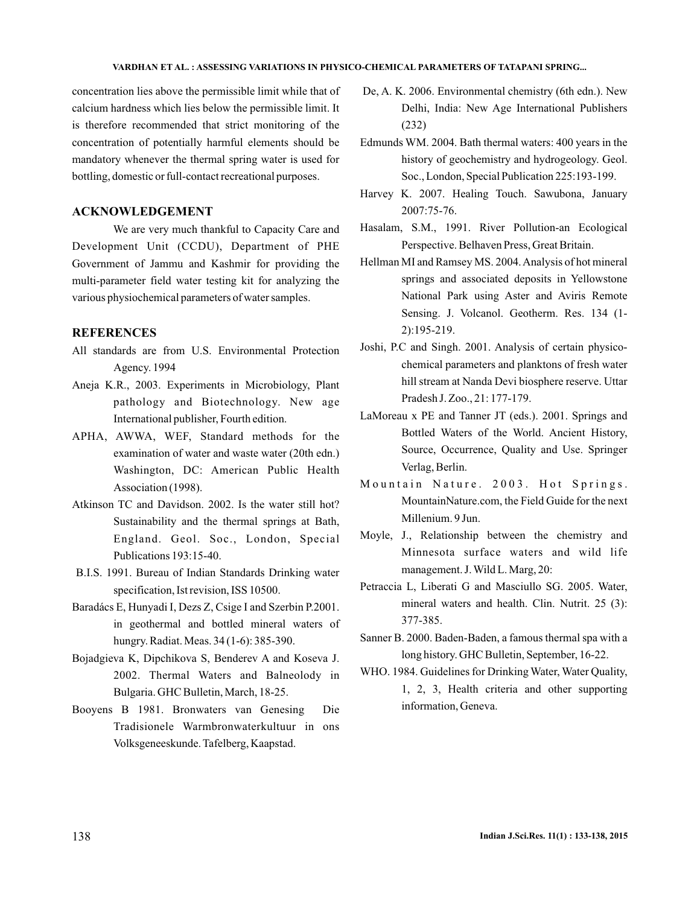concentration lies above the permissible limit while that of calcium hardness which lies below the permissible limit. It is therefore recommended that strict monitoring of the concentration of potentially harmful elements should be mandatory whenever the thermal spring water is used for bottling, domestic or full-contact recreational purposes.

## ACKNOWLEDGEMENT

We are very much thankful to Capacity Care and Development Unit (CCDU), Department of PHE Government of Jammu and Kashmir for providing the multi-parameter field water testing kit for analyzing the various physiochemical parameters of water samples.

## REFERENCES

All standards are from U.S. Environmental Protection Agency. 1994

Aneja K.R., 2003. Experiments in Microbiology, Plant pathology and Biotechnology. New age International publisher, Fourth edition.

APHA, AWWA, WEF, Standard methods for the examination of water and waste water (20th edn.) Washington, DC: American Public Health Association (1998).

Atkinson TC and Davidson. 2002. Is the water still hot? Sustainability and the thermal springs at Bath, England. Geol. Soc., London, Special Publications 193:15-40.

B.I.S. 1991. Bureau of Indian Standards Drinking water specification, Ist revision, ISS 10500.

Baradács E, Hunyadi I, Dezs Z, Csige I and Szerbin P.2001. in geothermal and bottled mineral waters of hungry. Radiat. Meas. 34 (1-6): 385-390.

Bojadgieva K, Dipchikova S, Benderev A and Koseva J. 2002. Thermal Waters and Balneolody in Bulgaria. GHC Bulletin, March, 18-25.

Booyens B 1981. Bronwaters van Genesing Die Tradisionele Warmbronwaterkultuur in ons Volksgeneeskunde. Tafelberg, Kaapstad.

De, A. K. 2006. Environmental chemistry (6th edn.). New Delhi, India: New Age International Publishers (232)

Edmunds WM. 2004. Bath thermal waters: 400 years in the history of geochemistry and hydrogeology. Geol. Soc., London, Special Publication 225:193-199.

Harvey K. 2007. Healing Touch. Sawubona, January 2007:75-76.

Hasalam, S.M., 1991. River Pollution-an Ecological Perspective. Belhaven Press, Great Britain.

Hellman MI and Ramsey MS. 2004. Analysis of hot mineral springs and associated deposits in Yellowstone National Park using Aster and Aviris Remote Sensing. J. Volcanol. Geotherm. Res. 134 (1-2):195-219.

Joshi, P.C and Singh. 2001. Analysis of certain physico-chemical parameters and planktons of fresh water hill stream at Nanda Devi biosphere reserve. Uttar Pradesh J. Zoo., 21: 177-179.

LaMoreau x PE and Tanner JT (eds.). 2001. Springs and Bottled Waters of the World. Ancient History, Source, Occurrence, Quality and Use. Springer Verlag, Berlin.

Mountain Nature. 2003. Hot Springs. MountainNature.com, the Field Guide for the next Millenium. 9 Jun.

Moyle, J., Relationship between the chemistry and Minnesota surface waters and wild life management. J. Wild L. Marg, 20:

Petraccia L, Liberati G and Masciullo SG. 2005. Water, mineral waters and health. Clin. Nutrit. 25 (3): 377-385.

Sanner B. 2000. Baden-Baden, a famous thermal spa with a long history. GHC Bulletin, September, 16-22.

WHO. 1984. Guidelines for Drinking Water, Water Quality, 1, 2, 3, Health criteria and other supporting information, Geneva.